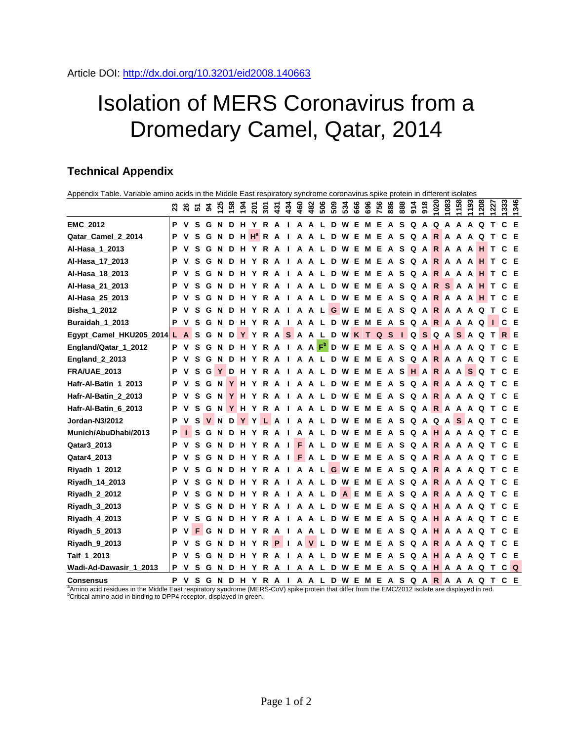Article DOI: http://dx.doi.org/10.3201/eid2008.140663

# Isolation of MERS Coronavirus from a Dromedary Camel, Qatar, 2014

## Technical Appendix

Appendix Table. Variable amino acids in the Middle East respiratory syndrome coronavirus spike protein in different isolates

| | 23 | 26 | 51 | 94 | 125 | 158 | 194 | 201 | 301 | 431 | 434 | 460 | 482 | 506 | 509 | 534 | 666 | 696 | 756 | 886 | 888 | 914 | 918 | 1020 | 1083 | 1158 | 1193 | 1208 | 1227 | 1333 | 1346 |
|---|---|---|---|---|---|---|---|---|---|---|---|---|---|---|---|---|---|---|---|---|---|---|---|---|---|---|---|---|---|---|---|
| **EMC_2012** | P | V | S | G | N | D | H | Y | R | A | I | A | A | L | D | W | E | M | E | A | S | Q | A | Q | A | A | A | Q | T | C | E |
| **Qatar_Camel_2_2014** | P | V | S | G | N | D | H | H[a] | R | A | I | A | A | L | D | W | E | M | E | A | S | Q | A | R | A | A | A | Q | T | C | E |
| **Al-Hasa_1_2013** | P | V | S | G | N | D | H | Y | R | A | I | A | A | L | D | W | E | M | E | A | S | Q | A | R | A | A | A | H | T | C | E |
| **Al-Hasa_17_2013** | P | V | S | G | N | D | H | Y | R | A | I | A | A | L | D | W | E | M | E | A | S | Q | A | R | A | A | A | H | T | C | E |
| **Al-Hasa_18_2013** | P | V | S | G | N | D | H | Y | R | A | I | A | A | L | D | W | E | M | E | A | S | Q | A | R | A | A | A | H | T | C | E |
| **Al-Hasa_21_2013** | P | V | S | G | N | D | H | Y | R | A | I | A | A | L | D | W | E | M | E | A | S | Q | A | R | S | A | A | H | T | C | E |
| **Al-Hasa_25_2013** | P | V | S | G | N | D | H | Y | R | A | I | A | A | L | D | W | E | M | E | A | S | Q | A | R | A | A | A | H | T | C | E |
| **Bisha_1_2012** | P | V | S | G | N | D | H | Y | R | A | I | A | A | L | G | W | E | M | E | A | S | Q | A | R | A | A | A | Q | T | C | E |
| **Buraidah_1_2013** | P | V | S | G | N | D | H | Y | R | A | I | A | A | L | D | W | E | M | E | A | S | Q | A | R | A | A | A | Q | I | C | E |
| **Egypt_Camel_HKU205_2014** | L | A | S | G | N | D | Y | Y | R | A | S | A | A | L | D | W | K | T | Q | S | I | Q | S | Q | A | S | A | Q | T | R | E |
| **England/Qatar_1_2012** | P | V | S | G | N | D | H | Y | R | A | I | A | A | F[b] | D | W | E | M | E | A | S | Q | A | H | A | A | A | Q | T | C | E |
| **England_2_2013** | P | V | S | G | N | D | H | Y | R | A | I | A | A | L | D | W | E | M | E | A | S | Q | A | R | A | A | A | Q | T | C | E |
| **FRA/UAE_2013** | P | V | S | G | Y | D | H | Y | R | A | I | A | A | L | D | W | E | M | E | A | S | H | A | R | A | A | S | Q | T | C | E |
| **Hafr-Al-Batin_1_2013** | P | V | S | G | N | Y | H | Y | R | A | I | A | A | L | D | W | E | M | E | A | S | Q | A | R | A | A | A | Q | T | C | E |
| **Hafr-Al-Batin_2_2013** | P | V | S | G | N | Y | H | Y | R | A | I | A | A | L | D | W | E | M | E | A | S | Q | A | R | A | A | A | Q | T | C | E |
| **Hafr-Al-Batin_6_2013** | P | V | S | G | N | Y | H | Y | R | A | I | A | A | L | D | W | E | M | E | A | S | Q | A | R | A | A | A | Q | T | C | E |
| **Jordan-N3/2012** | P | V | S | V | N | D | Y | Y | L | A | I | A | A | L | D | W | E | M | E | A | S | Q | A | Q | A | S | A | Q | T | C | E |
| **Munich/AbuDhabi/2013** | P | I | S | G | N | D | H | Y | R | A | I | A | A | L | D | W | E | M | E | A | S | Q | A | H | A | A | A | Q | T | C | E |
| **Qatar3_2013** | P | V | S | G | N | D | H | Y | R | A | I | F | A | L | D | W | E | M | E | A | S | Q | A | R | A | A | A | Q | T | C | E |
| **Qatar4_2013** | P | V | S | G | N | D | H | Y | R | A | I | F | A | L | D | W | E | M | E | A | S | Q | A | R | A | A | A | Q | T | C | E |
| **Riyadh_1_2012** | P | V | S | G | N | D | H | Y | R | A | I | A | A | L | G | W | E | M | E | A | S | Q | A | R | A | A | A | Q | T | C | E |
| **Riyadh_14_2013** | P | V | S | G | N | D | H | Y | R | A | I | A | A | L | D | W | E | M | E | A | S | Q | A | R | A | A | A | Q | T | C | E |
| **Riyadh_2_2012** | P | V | S | G | N | D | H | Y | R | A | I | A | A | L | D | A | E | M | E | A | S | Q | A | R | A | A | A | Q | T | C | E |
| **Riyadh_3_2013** | P | V | S | G | N | D | H | Y | R | A | I | A | A | L | D | W | E | M | E | A | S | Q | A | H | A | A | A | Q | T | C | E |
| **Riyadh_4_2013** | P | V | S | G | N | D | H | Y | R | A | I | A | A | L | D | W | E | M | E | A | S | Q | A | H | A | A | A | Q | T | C | E |
| **Riyadh_5_2013** | P | V | F | G | N | D | H | Y | R | A | I | A | A | L | D | W | E | M | E | A | S | Q | A | H | A | A | A | Q | T | C | E |
| **Riyadh_9_2013** | P | V | S | G | N | D | H | Y | R | P | I | A | V | L | D | W | E | M | E | A | S | Q | A | R | A | A | A | Q | T | C | E |
| **Taif_1_2013** | P | V | S | G | N | D | H | Y | R | A | I | A | A | L | D | W | E | M | E | A | S | Q | A | H | A | A | A | Q | T | C | E |
| **Wadi-Ad-Dawasir_1_2013** | P | V | S | G | N | D | H | Y | R | A | I | A | A | L | D | W | E | M | E | A | S | Q | A | H | A | A | A | Q | T | C | Q |
| **Consensus** | P | V | S | G | N | D | H | Y | R | A | I | A | A | L | D | W | E | M | E | A | S | Q | A | R | A | A | A | Q | T | C | E |

[a]Amino acid residues in the Middle East respiratory syndrome coronavirus (MERS-CoV) spike protein that differ from the EMC/2012 isolate are displayed in red.
[b]Critical amino acid in binding to DPP4 receptor, displayed in green.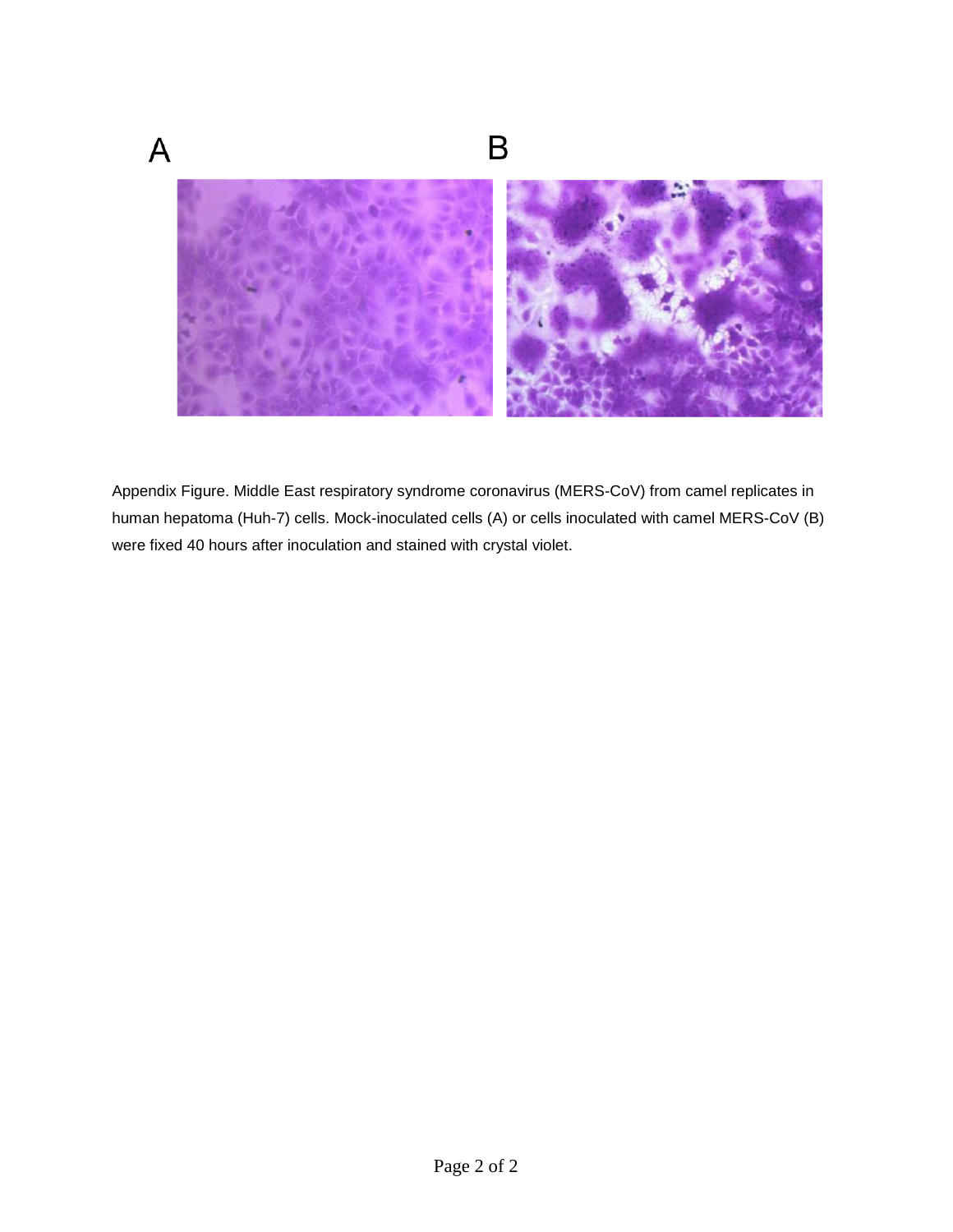A

B

Appendix Figure. Middle East respiratory syndrome coronavirus (MERS-CoV) from camel replicates in human hepatoma (Huh-7) cells. Mock-inoculated cells (A) or cells inoculated with camel MERS-CoV (B) were fixed 40 hours after inoculation and stained with crystal violet.